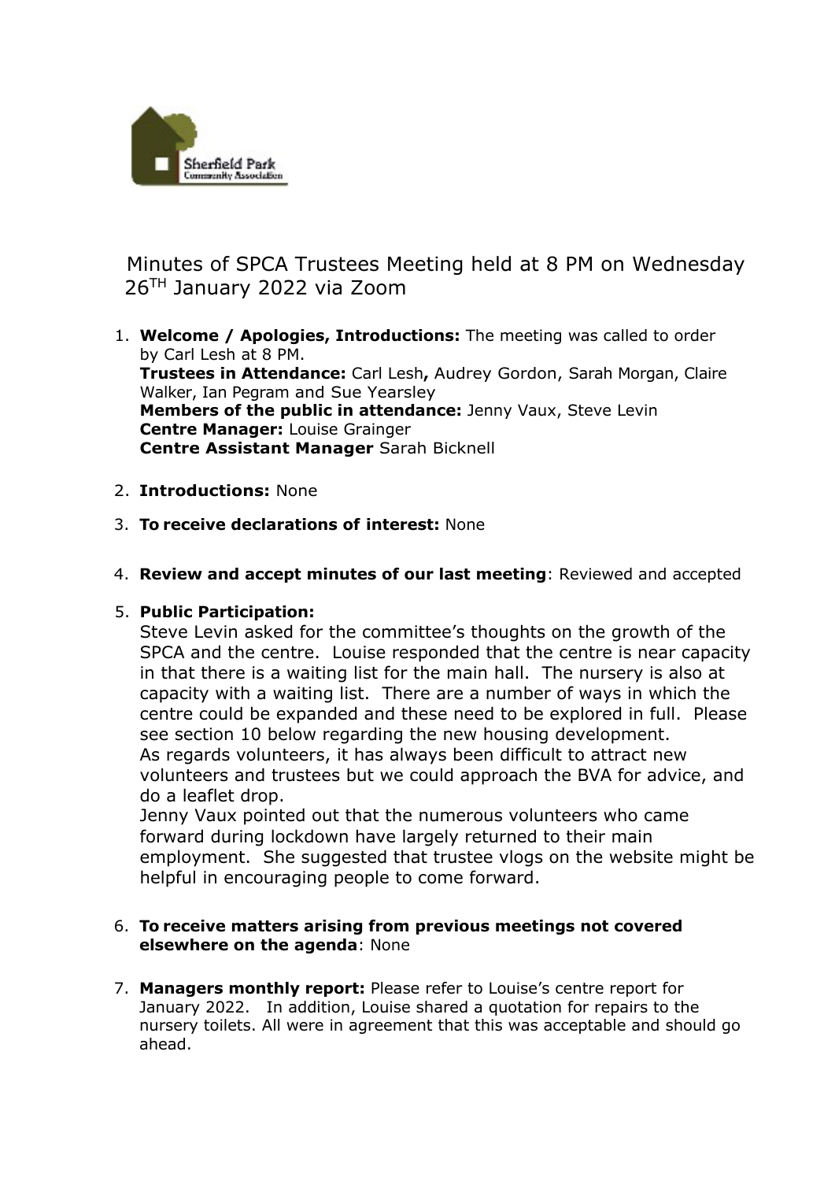Sherfield Park Community Association

# Minutes of SPCA Trustees Meeting held at 8 PM on Wednesday 26TH January 2022 via Zoom

1. **Welcome / Apologies, Introductions:** The meeting was called to order by Carl Lesh at 8 PM.
   **Trustees in Attendance:** Carl Lesh**,** Audrey Gordon, Sarah Morgan, Claire Walker, Ian Pegram and Sue Yearsley
   **Members of the public in attendance:** Jenny Vaux, Steve Levin
   **Centre Manager:** Louise Grainger
   **Centre Assistant Manager** Sarah Bicknell

2. **Introductions:** None

3. **To receive declarations of interest:** None

4. **Review and accept minutes of our last meeting**: Reviewed and accepted

5. **Public Participation:**
   Steve Levin asked for the committee's thoughts on the growth of the SPCA and the centre. Louise responded that the centre is near capacity in that there is a waiting list for the main hall. The nursery is also at capacity with a waiting list. There are a number of ways in which the centre could be expanded and these need to be explored in full. Please see section 10 below regarding the new housing development.
   As regards volunteers, it has always been difficult to attract new volunteers and trustees but we could approach the BVA for advice, and do a leaflet drop.
   Jenny Vaux pointed out that the numerous volunteers who came forward during lockdown have largely returned to their main employment. She suggested that trustee vlogs on the website might be helpful in encouraging people to come forward.

6. **To receive matters arising from previous meetings not covered elsewhere on the agenda**: None

7. **Managers monthly report:** Please refer to Louise's centre report for January 2022. In addition, Louise shared a quotation for repairs to the nursery toilets. All were in agreement that this was acceptable and should go ahead.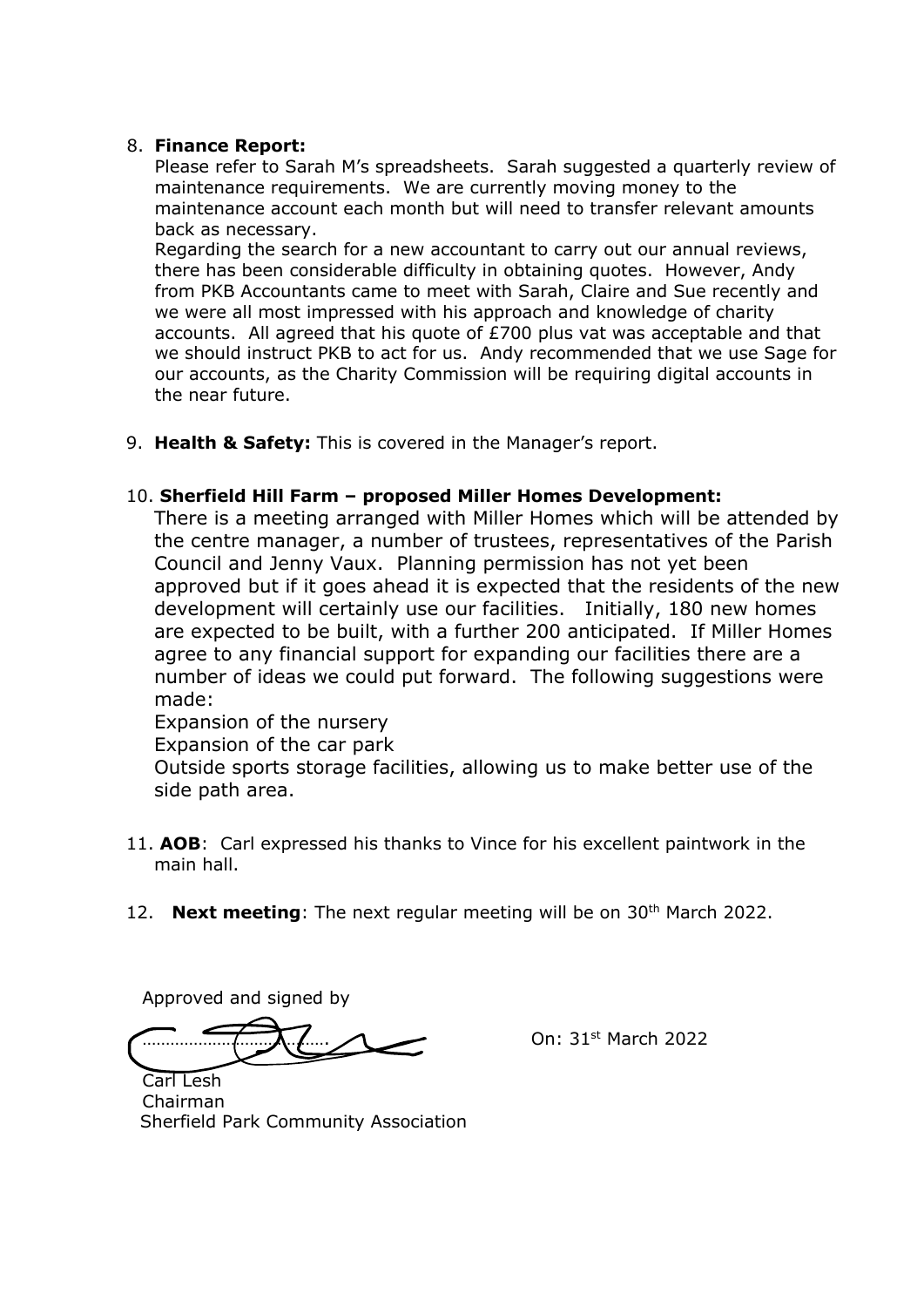8. **Finance Report:**
   Please refer to Sarah M's spreadsheets. Sarah suggested a quarterly review of maintenance requirements. We are currently moving money to the maintenance account each month but will need to transfer relevant amounts back as necessary.
   Regarding the search for a new accountant to carry out our annual reviews, there has been considerable difficulty in obtaining quotes. However, Andy from PKB Accountants came to meet with Sarah, Claire and Sue recently and we were all most impressed with his approach and knowledge of charity accounts. All agreed that his quote of £700 plus vat was acceptable and that we should instruct PKB to act for us. Andy recommended that we use Sage for our accounts, as the Charity Commission will be requiring digital accounts in the near future.

9. **Health & Safety:** This is covered in the Manager's report.

10. **Sherfield Hill Farm – proposed Miller Homes Development:**
    There is a meeting arranged with Miller Homes which will be attended by the centre manager, a number of trustees, representatives of the Parish Council and Jenny Vaux. Planning permission has not yet been approved but if it goes ahead it is expected that the residents of the new development will certainly use our facilities. Initially, 180 new homes are expected to be built, with a further 200 anticipated. If Miller Homes agree to any financial support for expanding our facilities there are a number of ideas we could put forward. The following suggestions were made:
    Expansion of the nursery
    Expansion of the car park
    Outside sports storage facilities, allowing us to make better use of the side path area.

11. **AOB**: Carl expressed his thanks to Vince for his excellent paintwork in the main hall.

12. **Next meeting**: The next regular meeting will be on 30th March 2022.

Approved and signed by

…………………………………… On: 31st March 2022

Carl Lesh
Chairman
Sherfield Park Community Association